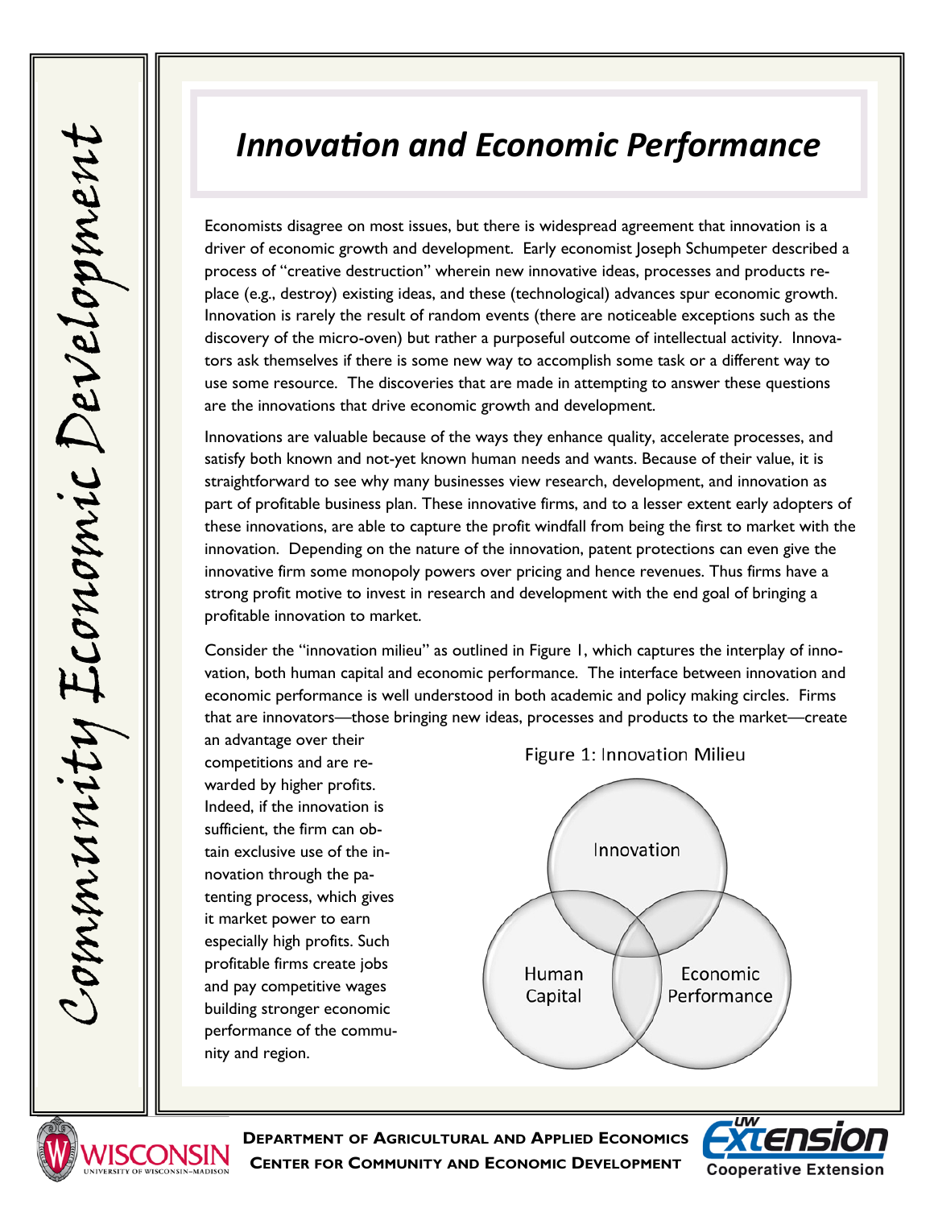# *Innovation and Economic Performance*

Economists disagree on most issues, but there is widespread agreement that innovation is a driver of economic growth and development. Early economist Joseph Schumpeter described a process of "creative destruction" wherein new innovative ideas, processes and products replace (e.g., destroy) existing ideas, and these (technological) advances spur economic growth. Innovation is rarely the result of random events (there are noticeable exceptions such as the discovery of the micro-oven) but rather a purposeful outcome of intellectual activity. Innovators ask themselves if there is some new way to accomplish some task or a different way to use some resource. The discoveries that are made in attempting to answer these questions are the innovations that drive economic growth and development.

Innovations are valuable because of the ways they enhance quality, accelerate processes, and satisfy both known and not-yet known human needs and wants. Because of their value, it is straightforward to see why many businesses view research, development, and innovation as part of profitable business plan. These innovative firms, and to a lesser extent early adopters of these innovations, are able to capture the profit windfall from being the first to market with the innovation. Depending on the nature of the innovation, patent protections can even give the innovative firm some monopoly powers over pricing and hence revenues. Thus firms have a strong profit motive to invest in research and development with the end goal of bringing a profitable innovation to market.

Consider the "innovation milieu" as outlined in Figure 1, which captures the interplay of innovation, both human capital and economic performance. The interface between innovation and economic performance is well understood in both academic and policy making circles. Firms that are innovators—those bringing new ideas, processes and products to the market—create an advantage over their competitions and are rewarded by higher profits. Indeed, if the innovation is sufficient, the firm can obtain exclusive use of the innovation through the patenting process, which gives it market power to earn especially high profits. Such profitable firms create jobs and pay competitive wages building stronger economic performance of the community and region.

Figure 1: Innovation Milieu

Innovation

Human Capital

Economic Performance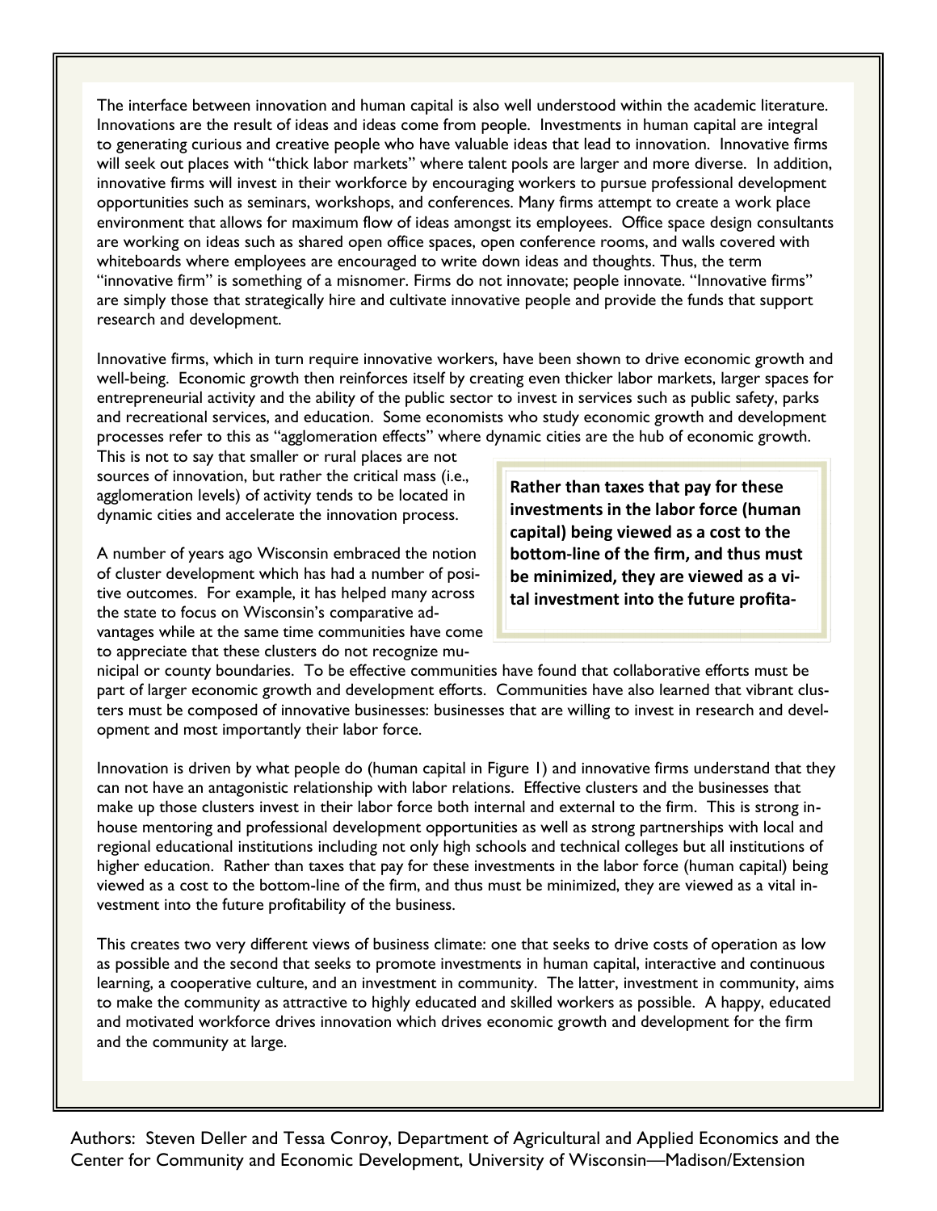The interface between innovation and human capital is also well understood within the academic literature. Innovations are the result of ideas and ideas come from people. Investments in human capital are integral to generating curious and creative people who have valuable ideas that lead to innovation. Innovative firms will seek out places with "thick labor markets" where talent pools are larger and more diverse. In addition, innovative firms will invest in their workforce by encouraging workers to pursue professional development opportunities such as seminars, workshops, and conferences. Many firms attempt to create a work place environment that allows for maximum flow of ideas amongst its employees. Office space design consultants are working on ideas such as shared open office spaces, open conference rooms, and walls covered with whiteboards where employees are encouraged to write down ideas and thoughts. Thus, the term "innovative firm" is something of a misnomer. Firms do not innovate; people innovate. "Innovative firms" are simply those that strategically hire and cultivate innovative people and provide the funds that support research and development.

Innovative firms, which in turn require innovative workers, have been shown to drive economic growth and well-being. Economic growth then reinforces itself by creating even thicker labor markets, larger spaces for entrepreneurial activity and the ability of the public sector to invest in services such as public safety, parks and recreational services, and education. Some economists who study economic growth and development processes refer to this as "agglomeration effects" where dynamic cities are the hub of economic growth. This is not to say that smaller or rural places are not sources of innovation, but rather the critical mass (i.e., agglomeration levels) of activity tends to be located in dynamic cities and accelerate the innovation process.

> **Rather than taxes that pay for these investments in the labor force (human capital) being viewed as a cost to the bottom-line of the firm, and thus must be minimized, they are viewed as a vital investment into the future profita-**

A number of years ago Wisconsin embraced the notion of cluster development which has had a number of positive outcomes. For example, it has helped many across the state to focus on Wisconsin's comparative advantages while at the same time communities have come to appreciate that these clusters do not recognize municipal or county boundaries. To be effective communities have found that collaborative efforts must be part of larger economic growth and development efforts. Communities have also learned that vibrant clusters must be composed of innovative businesses: businesses that are willing to invest in research and development and most importantly their labor force.

Innovation is driven by what people do (human capital in Figure 1) and innovative firms understand that they can not have an antagonistic relationship with labor relations. Effective clusters and the businesses that make up those clusters invest in their labor force both internal and external to the firm. This is strong in-house mentoring and professional development opportunities as well as strong partnerships with local and regional educational institutions including not only high schools and technical colleges but all institutions of higher education. Rather than taxes that pay for these investments in the labor force (human capital) being viewed as a cost to the bottom-line of the firm, and thus must be minimized, they are viewed as a vital investment into the future profitability of the business.

This creates two very different views of business climate: one that seeks to drive costs of operation as low as possible and the second that seeks to promote investments in human capital, interactive and continuous learning, a cooperative culture, and an investment in community. The latter, investment in community, aims to make the community as attractive to highly educated and skilled workers as possible. A happy, educated and motivated workforce drives innovation which drives economic growth and development for the firm and the community at large.

Authors: Steven Deller and Tessa Conroy, Department of Agricultural and Applied Economics and the Center for Community and Economic Development, University of Wisconsin—Madison/Extension